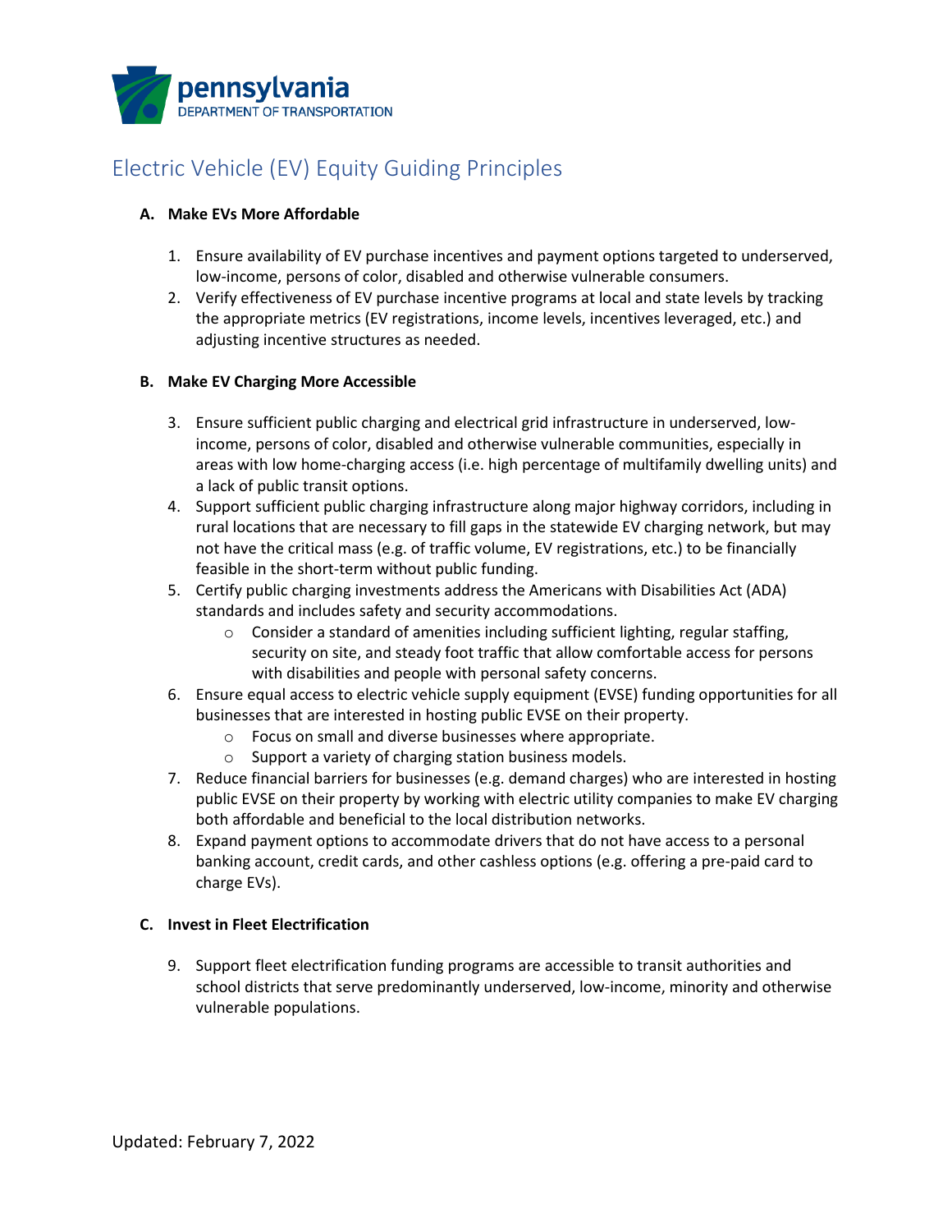pennsylvania
DEPARTMENT OF TRANSPORTATION

# Electric Vehicle (EV) Equity Guiding Principles

### A. Make EVs More Affordable

1. Ensure availability of EV purchase incentives and payment options targeted to underserved, low-income, persons of color, disabled and otherwise vulnerable consumers.
2. Verify effectiveness of EV purchase incentive programs at local and state levels by tracking the appropriate metrics (EV registrations, income levels, incentives leveraged, etc.) and adjusting incentive structures as needed.

### B. Make EV Charging More Accessible

3. Ensure sufficient public charging and electrical grid infrastructure in underserved, low-income, persons of color, disabled and otherwise vulnerable communities, especially in areas with low home-charging access (i.e. high percentage of multifamily dwelling units) and a lack of public transit options.
4. Support sufficient public charging infrastructure along major highway corridors, including in rural locations that are necessary to fill gaps in the statewide EV charging network, but may not have the critical mass (e.g. of traffic volume, EV registrations, etc.) to be financially feasible in the short-term without public funding.
5. Certify public charging investments address the Americans with Disabilities Act (ADA) standards and includes safety and security accommodations.
   - Consider a standard of amenities including sufficient lighting, regular staffing, security on site, and steady foot traffic that allow comfortable access for persons with disabilities and people with personal safety concerns.
6. Ensure equal access to electric vehicle supply equipment (EVSE) funding opportunities for all businesses that are interested in hosting public EVSE on their property.
   - Focus on small and diverse businesses where appropriate.
   - Support a variety of charging station business models.
7. Reduce financial barriers for businesses (e.g. demand charges) who are interested in hosting public EVSE on their property by working with electric utility companies to make EV charging both affordable and beneficial to the local distribution networks.
8. Expand payment options to accommodate drivers that do not have access to a personal banking account, credit cards, and other cashless options (e.g. offering a pre-paid card to charge EVs).

### C. Invest in Fleet Electrification

9. Support fleet electrification funding programs are accessible to transit authorities and school districts that serve predominantly underserved, low-income, minority and otherwise vulnerable populations.

Updated: February 7, 2022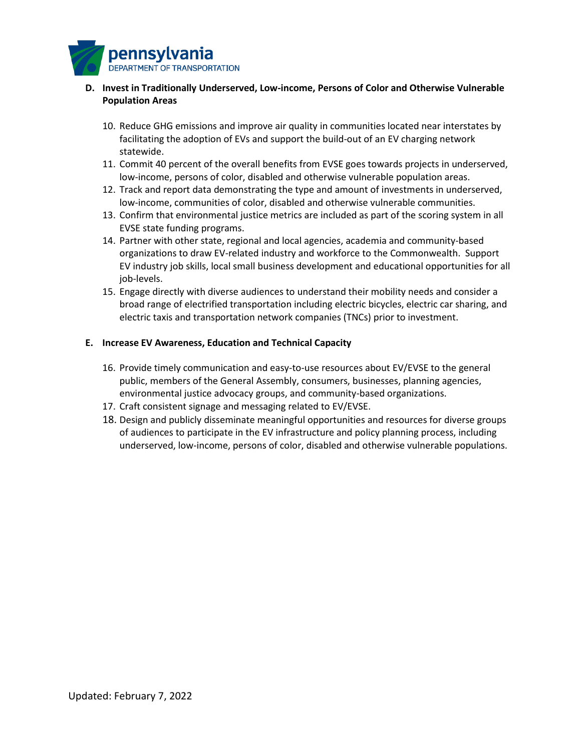**D. Invest in Traditionally Underserved, Low-income, Persons of Color and Otherwise Vulnerable Population Areas**

10. Reduce GHG emissions and improve air quality in communities located near interstates by facilitating the adoption of EVs and support the build-out of an EV charging network statewide.
11. Commit 40 percent of the overall benefits from EVSE goes towards projects in underserved, low-income, persons of color, disabled and otherwise vulnerable population areas.
12. Track and report data demonstrating the type and amount of investments in underserved, low-income, communities of color, disabled and otherwise vulnerable communities.
13. Confirm that environmental justice metrics are included as part of the scoring system in all EVSE state funding programs.
14. Partner with other state, regional and local agencies, academia and community-based organizations to draw EV-related industry and workforce to the Commonwealth. Support EV industry job skills, local small business development and educational opportunities for all job-levels.
15. Engage directly with diverse audiences to understand their mobility needs and consider a broad range of electrified transportation including electric bicycles, electric car sharing, and electric taxis and transportation network companies (TNCs) prior to investment.

**E. Increase EV Awareness, Education and Technical Capacity**

16. Provide timely communication and easy-to-use resources about EV/EVSE to the general public, members of the General Assembly, consumers, businesses, planning agencies, environmental justice advocacy groups, and community-based organizations.
17. Craft consistent signage and messaging related to EV/EVSE.
18. Design and publicly disseminate meaningful opportunities and resources for diverse groups of audiences to participate in the EV infrastructure and policy planning process, including underserved, low-income, persons of color, disabled and otherwise vulnerable populations.

Updated: February 7, 2022